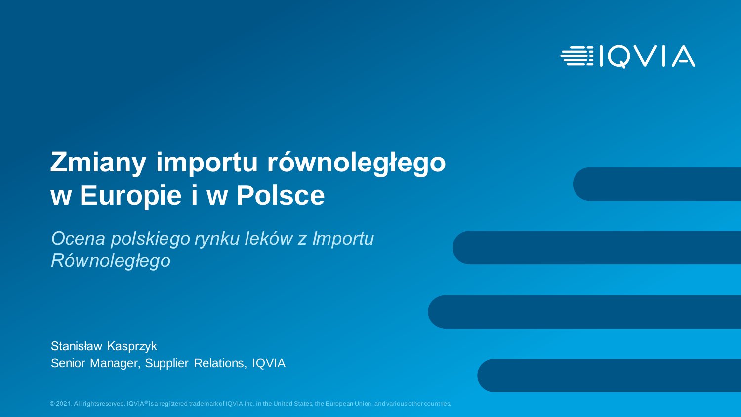# Zmiany importu równoległego w Europie i w Polsce

*Ocena polskiego rynku leków z Importu Równoległego*

Stanisław Kasprzyk
Senior Manager, Supplier Relations, IQVIA

© 2021. All rights reserved. IQVIA® is a registered trademark of IQVIA Inc. in the United States, the European Union, and various other countries.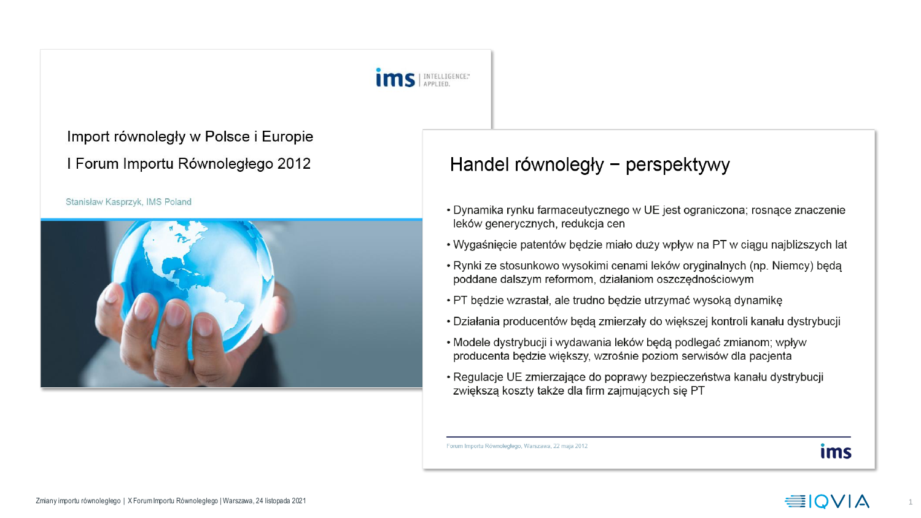Import równoległy w Polsce i Europie

I Forum Importu Równoległego 2012

Stanisław Kasprzyk, IMS Poland

# Handel równoległy – perspektywy

- Dynamika rynku farmaceutycznego w UE jest ograniczona; rosnące znaczenie leków generycznych, redukcja cen
- Wygaśnięcie patentów będzie miało duży wpływ na PT w ciągu najbliższych lat
- Rynki ze stosunkowo wysokimi cenami leków oryginalnych (np. Niemcy) będą poddane dalszym reformom, działaniom oszczędnościowym
- PT będzie wzrastał, ale trudno będzie utrzymać wysoką dynamikę
- Działania producentów będą zmierzały do większej kontroli kanału dystrybucji
- Modele dystrybucji i wydawania leków będą podlegać zmianom; wpływ producenta będzie większy, wzrośnie poziom serwisów dla pacjenta
- Regulacje UE zmierzające do poprawy bezpieczeństwa kanału dystrybucji zwiększą koszty także dla firm zajmujących się PT

Forum Importu Równoległego, Warszawa, 22 maja 2012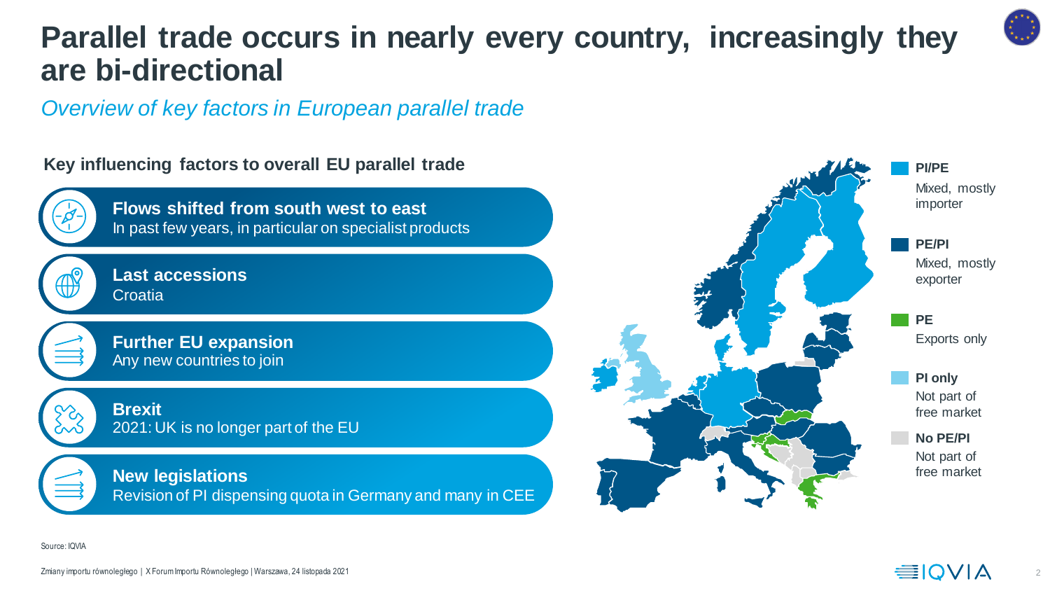# Parallel trade occurs in nearly every country, increasingly they are bi-directional

*Overview of key factors in European parallel trade*

**Key influencing factors to overall EU parallel trade**

- **Flows shifted from south west to east**
  In past few years, in particular on specialist products
- **Last accessions**
  Croatia
- **Further EU expansion**
  Any new countries to join
- **Brexit**
  2021: UK is no longer part of the EU
- **New legislations**
  Revision of PI dispensing quota in Germany and many in CEE

**PI/PE**
Mixed, mostly importer

**PE/PI**
Mixed, mostly exporter

**PE**
Exports only

**PI only**
Not part of free market

**No PE/PI**
Not part of free market

Source: IQVIA

Zmiany importu równoległego | X Forum Importu Równoległego | Warszawa, 24 listopada 2021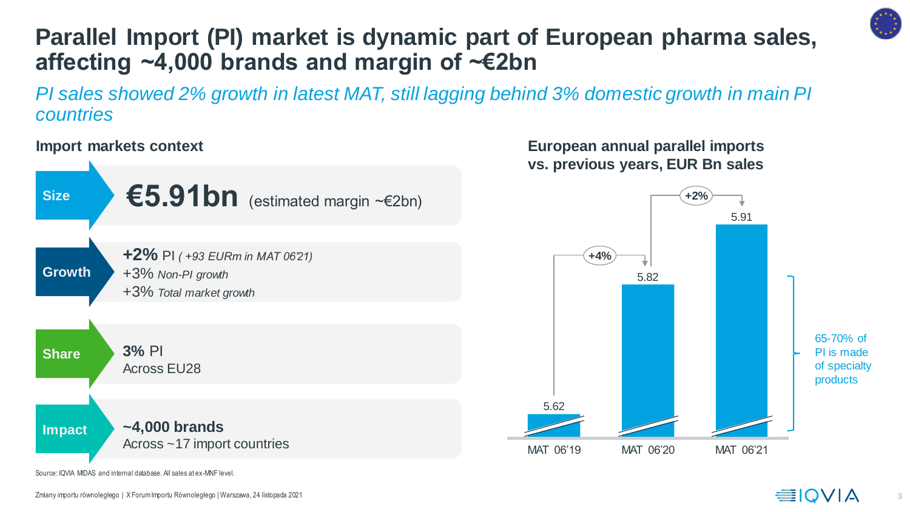# Parallel Import (PI) market is dynamic part of European pharma sales, affecting ~4,000 brands and margin of ~€2bn

*PI sales showed 2% growth in latest MAT, still lagging behind 3% domestic growth in main PI countries*

## Import markets context

**Size**
**€5.91bn** (estimated margin ~€2bn)

**Growth**
**+2%** PI *( +93 EURm in MAT 06'21)*
+3% *Non-PI growth*
+3% *Total market growth*

**Share**
**3%** PI
Across EU28

**Impact**
**~4,000 brands**
Across ~17 import countries

## European annual parallel imports vs. previous years, EUR Bn sales

| Period | Sales (EUR Bn) | Change |
|---|---|---|
| MAT 06'19 | 5.62 | |
| MAT 06'20 | 5.82 | +4% |
| MAT 06'21 | 5.91 | +2% |

65-70% of PI is made of specialty products

Source: IQVIA MIDAS and internal database. All sales at ex-MNF level.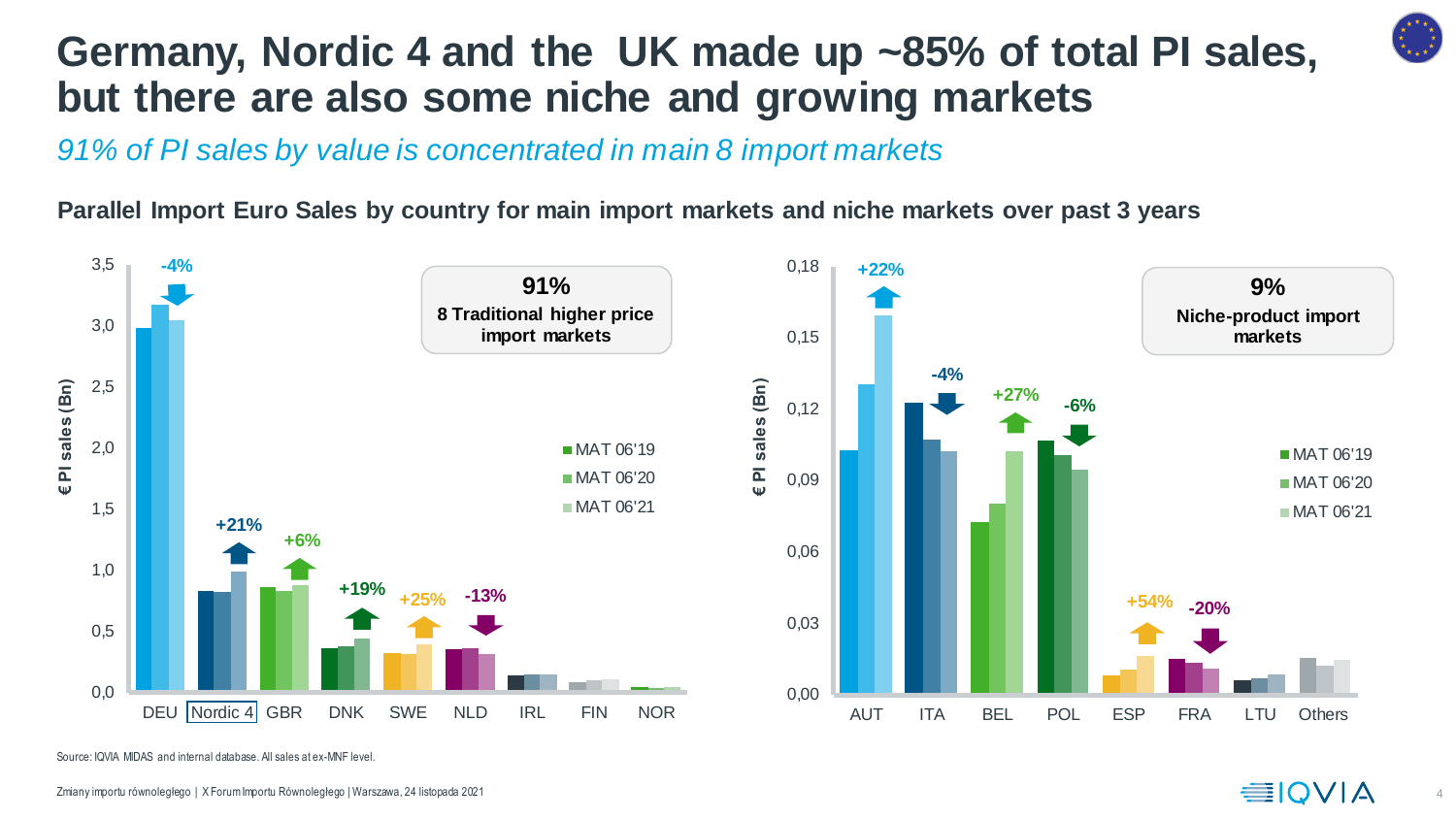# Germany, Nordic 4 and the UK made up ~85% of total PI sales, but there are also some niche and growing markets

*91% of PI sales by value is concentrated in main 8 import markets*

**Parallel Import Euro Sales by country for main import markets and niche markets over past 3 years**

**91%**
8 Traditional higher price import markets

€ PI sales (Bn)

MAT 06'19 | MAT 06'20 | MAT 06'21

| Country | Change |
|---|---|
| DEU | -4% |
| Nordic 4 | +21% |
| GBR | +6% |
| DNK | +19% |
| SWE | +25% |
| NLD | -13% |
| IRL | |
| FIN | |
| NOR | |

**9%**
Niche-product import markets

€ PI sales (Bn)

MAT 06'19 | MAT 06'20 | MAT 06'21

| Country | Change |
|---|---|
| AUT | +22% |
| ITA | -4% |
| BEL | +27% |
| POL | -6% |
| ESP | +54% |
| FRA | -20% |
| LTU | |
| Others | |

Source: IQVIA MIDAS and internal database. All sales at ex-MNF level.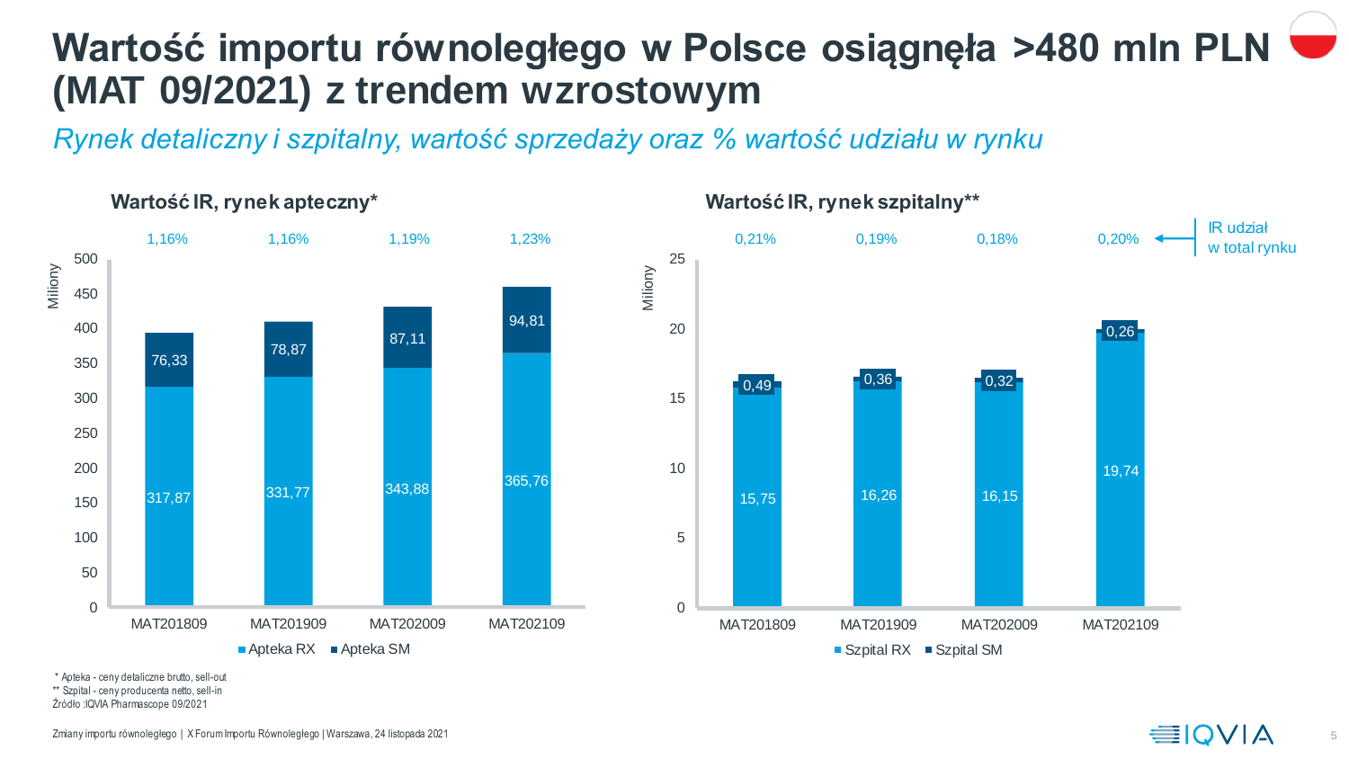# Wartość importu równoległego w Polsce osiągnęła >480 mln PLN (MAT 09/2021) z trendem wzrostowym

*Rynek detaliczny i szpitalny, wartość sprzedaży oraz % wartość udziału w rynku*

### Wartość IR, rynek apteczny*

Miliony

| | MAT201809 | MAT201909 | MAT202009 | MAT202109 |
|---|---|---|---|---|
| IR udział w total rynku | 1,16% | 1,16% | 1,19% | 1,23% |
| Apteka RX | 317,87 | 331,77 | 343,88 | 365,76 |
| Apteka SM | 76,33 | 78,87 | 87,11 | 94,81 |

### Wartość IR, rynek szpitalny**

Miliony

| | MAT201809 | MAT201909 | MAT202009 | MAT202109 |
|---|---|---|---|---|
| IR udział w total rynku | 0,21% | 0,19% | 0,18% | 0,20% |
| Szpital RX | 15,75 | 16,26 | 16,15 | 19,74 |
| Szpital SM | 0,49 | 0,36 | 0,32 | 0,26 |

\* Apteka - ceny detaliczne brutto, sell-out
** Szpital - ceny producenta netto, sell-in
Źródło :IQVIA Pharmascope 09/2021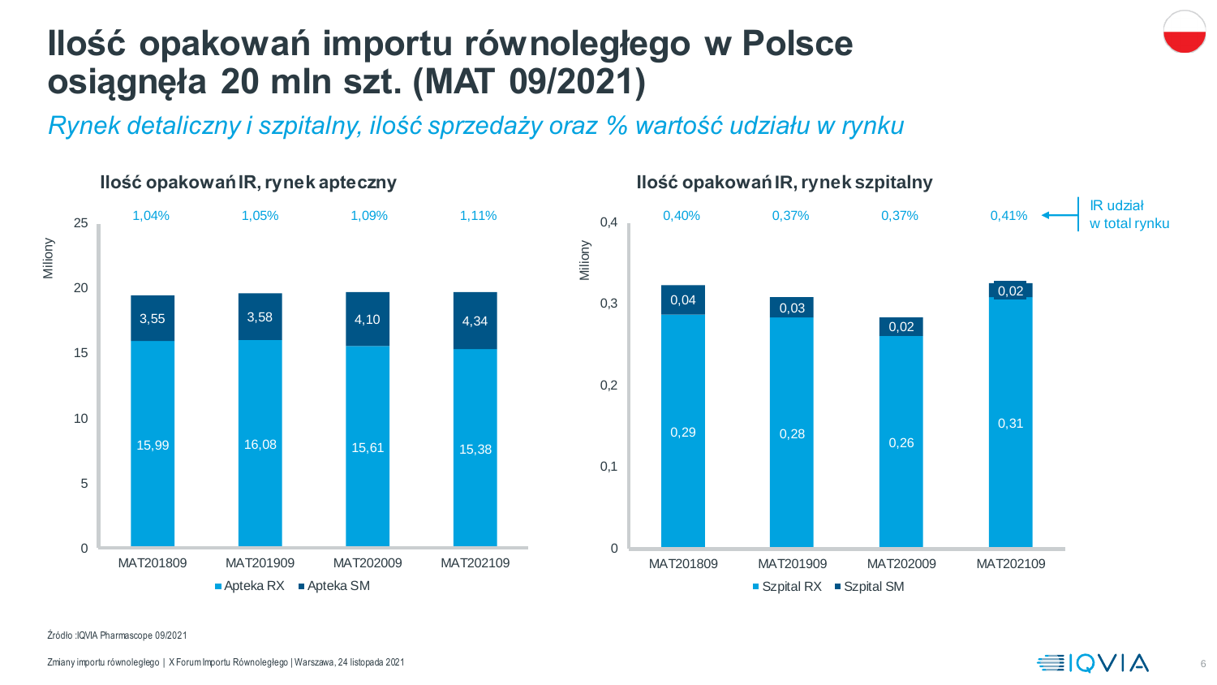# Ilość opakowań importu równoległego w Polsce osiągnęła 20 mln szt. (MAT 09/2021)

*Rynek detaliczny i szpitalny, ilość sprzedaży oraz % wartość udziału w rynku*

### Ilość opakowań IR, rynek apteczny

Miliony

| | MAT201809 | MAT201909 | MAT202009 | MAT202109 |
|---|---|---|---|---|
| IR udział w total rynku | 1,04% | 1,05% | 1,09% | 1,11% |
| Apteka RX | 15,99 | 16,08 | 15,61 | 15,38 |
| Apteka SM | 3,55 | 3,58 | 4,10 | 4,34 |

### Ilość opakowań IR, rynek szpitalny

Miliony

| | MAT201809 | MAT201909 | MAT202009 | MAT202109 |
|---|---|---|---|---|
| IR udział w total rynku | 0,40% | 0,37% | 0,37% | 0,41% |
| Szpital RX | 0,29 | 0,28 | 0,26 | 0,31 |
| Szpital SM | 0,04 | 0,03 | 0,02 | 0,02 |

Źródło :IQVIA Pharmascope 09/2021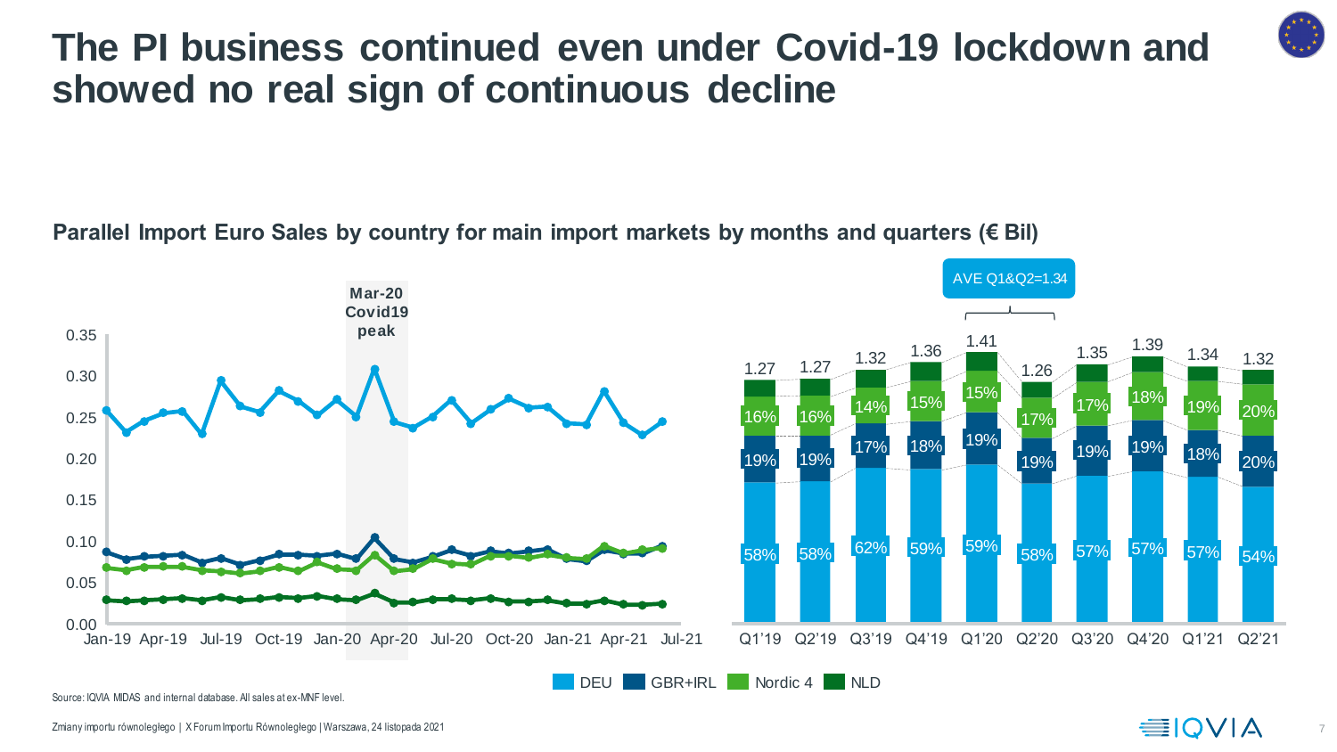# The PI business continued even under Covid-19 lockdown and showed no real sign of continuous decline

**Parallel Import Euro Sales by country for main import markets by months and quarters (€ Bil)**

Mar-20 Covid19 peak

AVE Q1&Q2=1.34

| | Q1'19 | Q2'19 | Q3'19 | Q4'19 | Q1'20 | Q2'20 | Q3'20 | Q4'20 | Q1'21 | Q2'21 |
|---|---|---|---|---|---|---|---|---|---|---|
| Total | 1.27 | 1.27 | 1.32 | 1.36 | 1.41 | 1.26 | 1.35 | 1.39 | 1.34 | 1.32 |
| Nordic 4 | 16% | 16% | 14% | 15% | 15% | 17% | 17% | 18% | 19% | 20% |
| GBR+IRL | 19% | 19% | 17% | 18% | 19% | 19% | 19% | 19% | 18% | 20% |
| DEU | 58% | 58% | 62% | 59% | 59% | 58% | 57% | 57% | 57% | 54% |

DEU | GBR+IRL | Nordic 4 | NLD

Source: IQVIA MIDAS and internal database. All sales at ex-MNF level.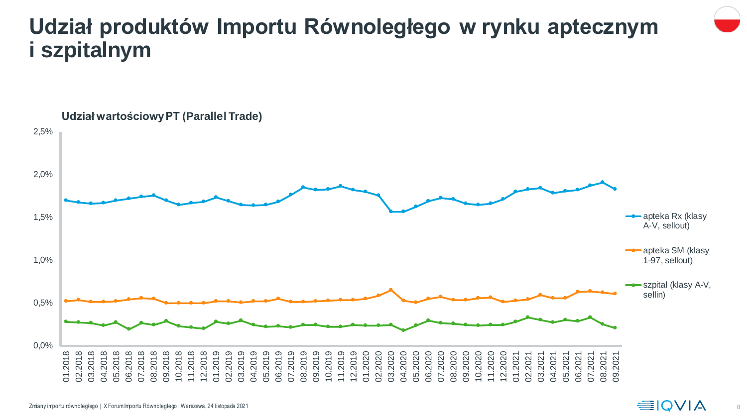# Udział produktów Importu Równoległego w rynku aptecznym i szpitalnym

**Udział wartościowy PT (Parallel Trade)**

2,5%
2,0%
1,5%
1,0%
0,5%
0,0%

01.2018 02.2018 03.2018 04.2018 05.2018 06.2018 07.2018 08.2018 09.2018 10.2018 11.2018 12.2018 01.2019 02.2019 03.2019 04.2019 05.2019 06.2019 07.2019 08.2019 09.2019 10.2019 11.2019 12.2019 01.2020 02.2020 03.2020 04.2020 05.2020 06.2020 07.2020 08.2020 09.2020 10.2020 11.2020 12.2020 01.2021 02.2021 03.2021 04.2021 05.2021 06.2021 07.2021 08.2021 09.2021

- apteka Rx (klasy A-V, sellout)
- apteka SM (klasy 1-97, sellout)
- szpital (klasy A-V, sellin)

Zmiany importu równoległego | X Forum Importu Równoległego | Warszawa, 24 listopada 2021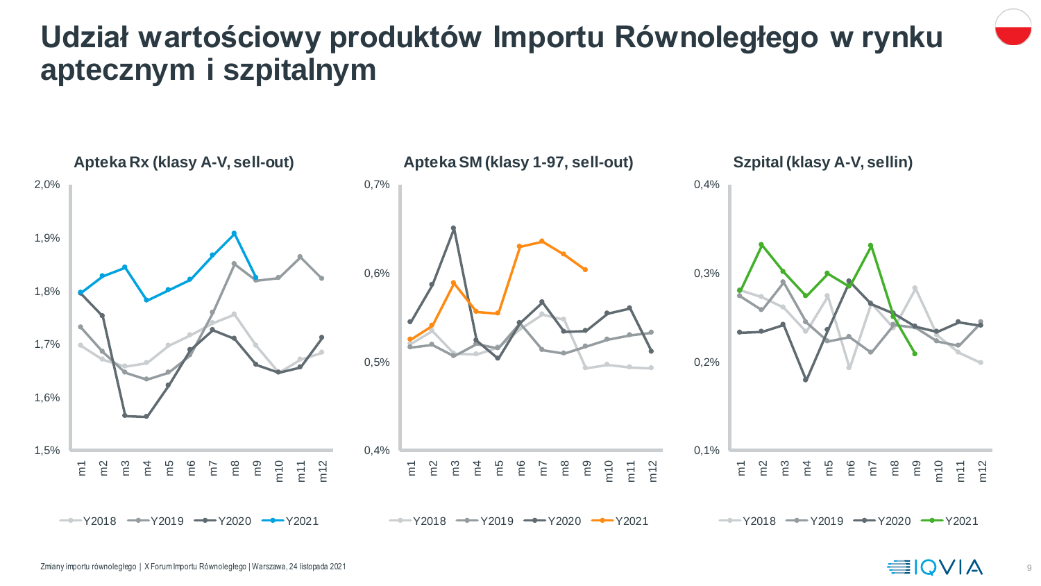# Udział wartościowy produktów Importu Równoległego w rynku aptecznym i szpitalnym

### Apteka Rx (klasy A-V, sell-out)

2,0%
1,9%
1,8%
1,7%
1,6%
1,5%

m1 m2 m3 m4 m5 m6 m7 m8 m9 m10 m11 m12

Y2018 Y2019 Y2020 Y2021

### Apteka SM (klasy 1-97, sell-out)

0,7%
0,6%
0,5%
0,4%

m1 m2 m3 m4 m5 m6 m7 m8 m9 m10 m11 m12

Y2018 Y2019 Y2020 Y2021

### Szpital (klasy A-V, sellin)

0,4%
0,3%
0,2%
0,1%

m1 m2 m3 m4 m5 m6 m7 m8 m9 m10 m11 m12

Y2018 Y2019 Y2020 Y2021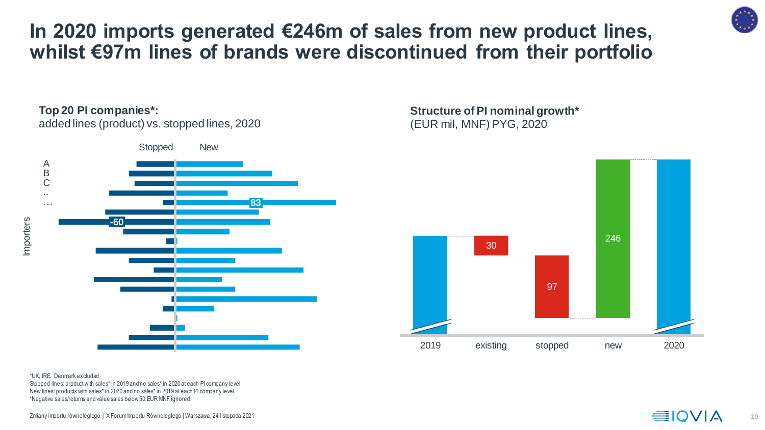# In 2020 imports generated €246m of sales from new product lines, whilst €97m lines of brands were discontinued from their portfolio

**Top 20 PI companies*:**
added lines (product) vs. stopped lines, 2020

Stopped New

A
B
C
..
…

Importers

83

-60

**Structure of PI nominal growth***
(EUR mil, MNF) PYG, 2020

| 2019 | existing | stopped | new | 2020 |
|---|---|---|---|---|
| | 30 | 97 | 246 | |

*UK, IRE, Denmark excluded
Stopped lines: product with sales* in 2019 and no sales* in 2020 at each PI company level
New lines: products with sales* in 2020 and no sales* in 2019 at each PI company level
*Negative sales/returns and value sales below 50 EUR MNF ignored

Zmiany importu równoległego | X Forum Importu Równoległego | Warszawa, 24 listopada 2021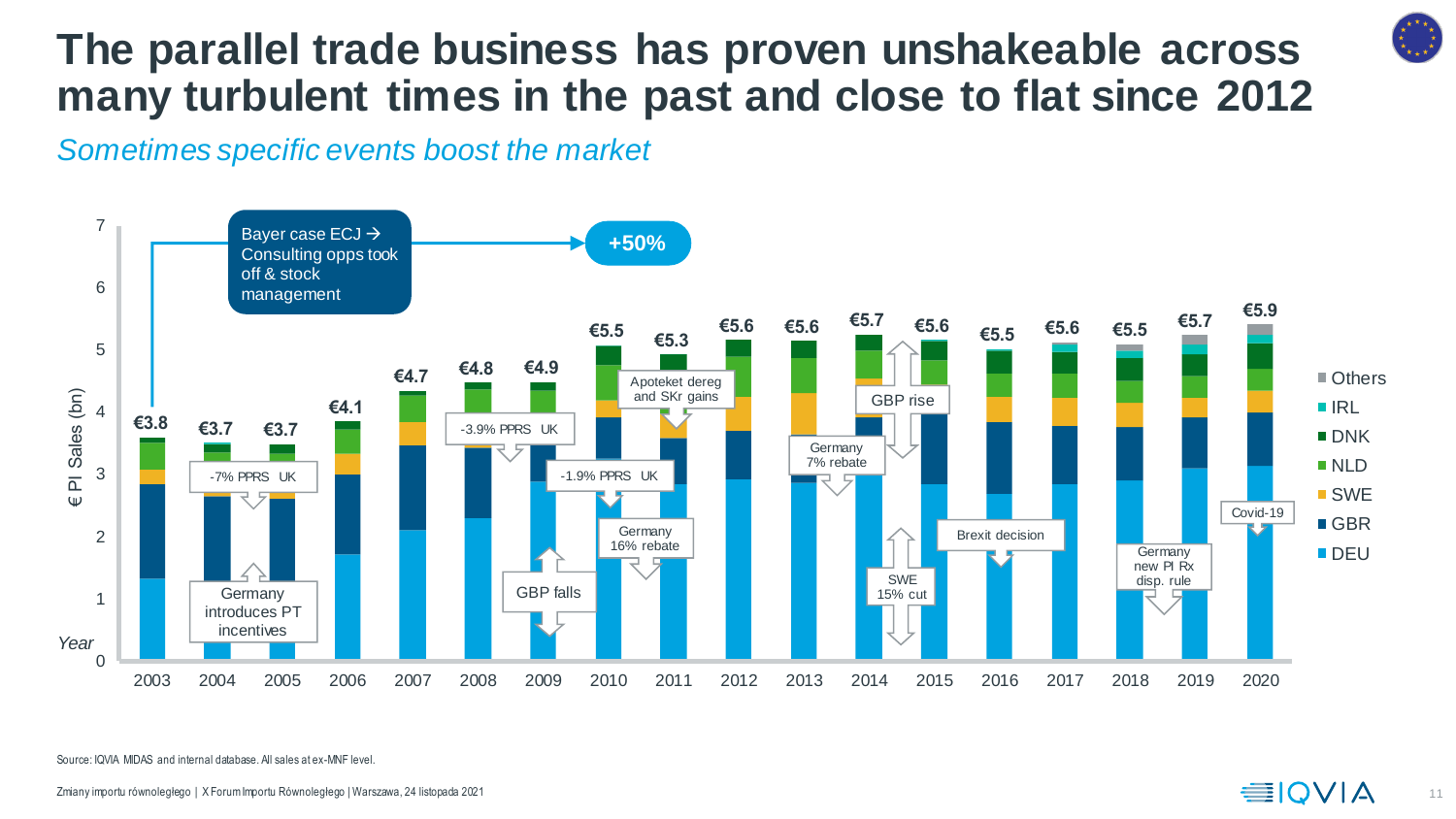# The parallel trade business has proven unshakeable across many turbulent times in the past and close to flat since 2012

*Sometimes specific events boost the market*

€ PI Sales (bn)

| Year | 2003 | 2004 | 2005 | 2006 | 2007 | 2008 | 2009 | 2010 | 2011 | 2012 | 2013 | 2014 | 2015 | 2016 | 2017 | 2018 | 2019 | 2020 |
|---|---|---|---|---|---|---|---|---|---|---|---|---|---|---|---|---|---|---|
| Total | €3.8 | €3.7 | €3.7 | €4.1 | €4.7 | €4.8 | €4.9 | €5.5 | €5.3 | €5.6 | €5.6 | €5.7 | €5.6 | €5.5 | €5.6 | €5.5 | €5.7 | €5.9 |

Legend: Others, IRL, DNK, NLD, SWE, GBR, DEU

Annotations:
- Bayer case ECJ → Consulting opps took off & stock management → +50%
- Germany introduces PT incentives
- -7% PPRS UK
- -3.9% PPRS UK
- -1.9% PPRS UK
- GBP falls
- Germany 16% rebate
- Apoteket dereg and SKr gains
- Germany 7% rebate
- GBP rise
- SWE 15% cut
- Brexit decision
- Germany new PI Rx disp. rule
- Covid-19

Source: IQVIA MIDAS and internal database. All sales at ex-MNF level.

Zmiany importu równoległego | X Forum Importu Równoległego | Warszawa, 24 listopada 2021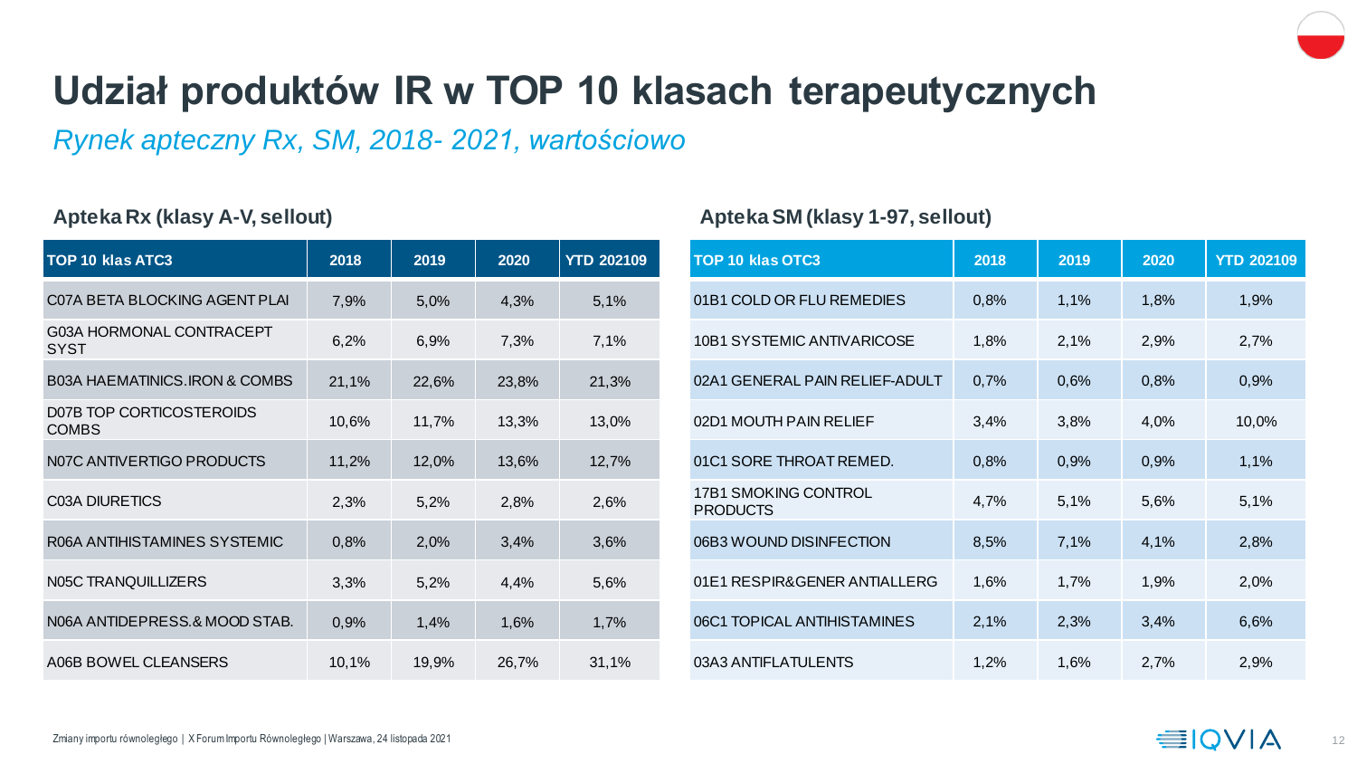# Udział produktów IR w TOP 10 klasach terapeutycznych

*Rynek apteczny Rx, SM, 2018- 2021, wartościowo*

### Apteka Rx (klasy A-V, sellout)

| TOP 10 klas ATC3 | 2018 | 2019 | 2020 | YTD 202109 |
|---|---|---|---|---|
| C07A BETA BLOCKING AGENT PLAI | 7,9% | 5,0% | 4,3% | 5,1% |
| G03A HORMONAL CONTRACEPT SYST | 6,2% | 6,9% | 7,3% | 7,1% |
| B03A HAEMATINICS.IRON & COMBS | 21,1% | 22,6% | 23,8% | 21,3% |
| D07B TOP CORTICOSTEROIDS COMBS | 10,6% | 11,7% | 13,3% | 13,0% |
| N07C ANTIVERTIGO PRODUCTS | 11,2% | 12,0% | 13,6% | 12,7% |
| C03A DIURETICS | 2,3% | 5,2% | 2,8% | 2,6% |
| R06A ANTIHISTAMINES SYSTEMIC | 0,8% | 2,0% | 3,4% | 3,6% |
| N05C TRANQUILLIZERS | 3,3% | 5,2% | 4,4% | 5,6% |
| N06A ANTIDEPRESS.& MOOD STAB. | 0,9% | 1,4% | 1,6% | 1,7% |
| A06B BOWEL CLEANSERS | 10,1% | 19,9% | 26,7% | 31,1% |

### Apteka SM (klasy 1-97, sellout)

| TOP 10 klas OTC3 | 2018 | 2019 | 2020 | YTD 202109 |
|---|---|---|---|---|
| 01B1 COLD OR FLU REMEDIES | 0,8% | 1,1% | 1,8% | 1,9% |
| 10B1 SYSTEMIC ANTIVARICOSE | 1,8% | 2,1% | 2,9% | 2,7% |
| 02A1 GENERAL PAIN RELIEF-ADULT | 0,7% | 0,6% | 0,8% | 0,9% |
| 02D1 MOUTH PAIN RELIEF | 3,4% | 3,8% | 4,0% | 10,0% |
| 01C1 SORE THROAT REMED. | 0,8% | 0,9% | 0,9% | 1,1% |
| 17B1 SMOKING CONTROL PRODUCTS | 4,7% | 5,1% | 5,6% | 5,1% |
| 06B3 WOUND DISINFECTION | 8,5% | 7,1% | 4,1% | 2,8% |
| 01E1 RESPIR&GENER ANTIALLERG | 1,6% | 1,7% | 1,9% | 2,0% |
| 06C1 TOPICAL ANTIHISTAMINES | 2,1% | 2,3% | 3,4% | 6,6% |
| 03A3 ANTIFLATULENTS | 1,2% | 1,6% | 2,7% | 2,9% |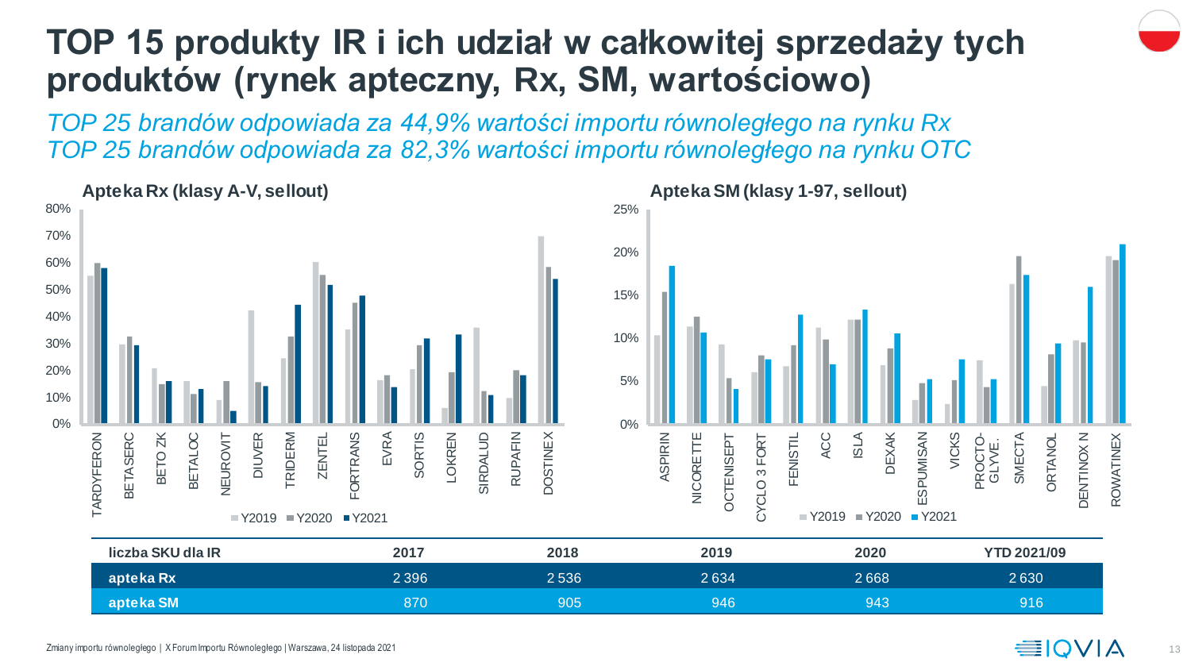# TOP 15 produkty IR i ich udział w całkowitej sprzedaży tych produktów (rynek apteczny, Rx, SM, wartościowo)

*TOP 25 brandów odpowiada za 44,9% wartości importu równoległego na rynku Rx*
*TOP 25 brandów odpowiada za 82,3% wartości importu równoległego na rynku OTC*

**Apteka Rx (klasy A-V, sellout)**

TARDYFERON, BETASERC, BETO ZK, BETALOC, NEUROVIT, DIUVER, TRIDERM, ZENTEL, FORTRANS, EVRA, SORTIS, LOKREN, SIRDALUD, RUPAFIN, DOSTINEX

Y2019 / Y2020 / Y2021

**Apteka SM (klasy 1-97, sellout)**

ASPIRIN, NICORETTE, OCTENISEPT, CYCLO 3 FORT, FENISTIL, ACC, ISLA, DEXAK, ESPUMISAN, VICKS, PROCTO-GLYVE., SMECTA, ORTANOL, DENTINOX N, ROWATINEX

Y2019 / Y2020 / Y2021

| liczba SKU dla IR | 2017 | 2018 | 2019 | 2020 | YTD 2021/09 |
|---|---|---|---|---|---|
| apteka Rx | 2 396 | 2 536 | 2 634 | 2 668 | 2 630 |
| apteka SM | 870 | 905 | 946 | 943 | 916 |

Zmiany importu równoległego | X Forum Importu Równoległego | Warszawa, 24 listopada 2021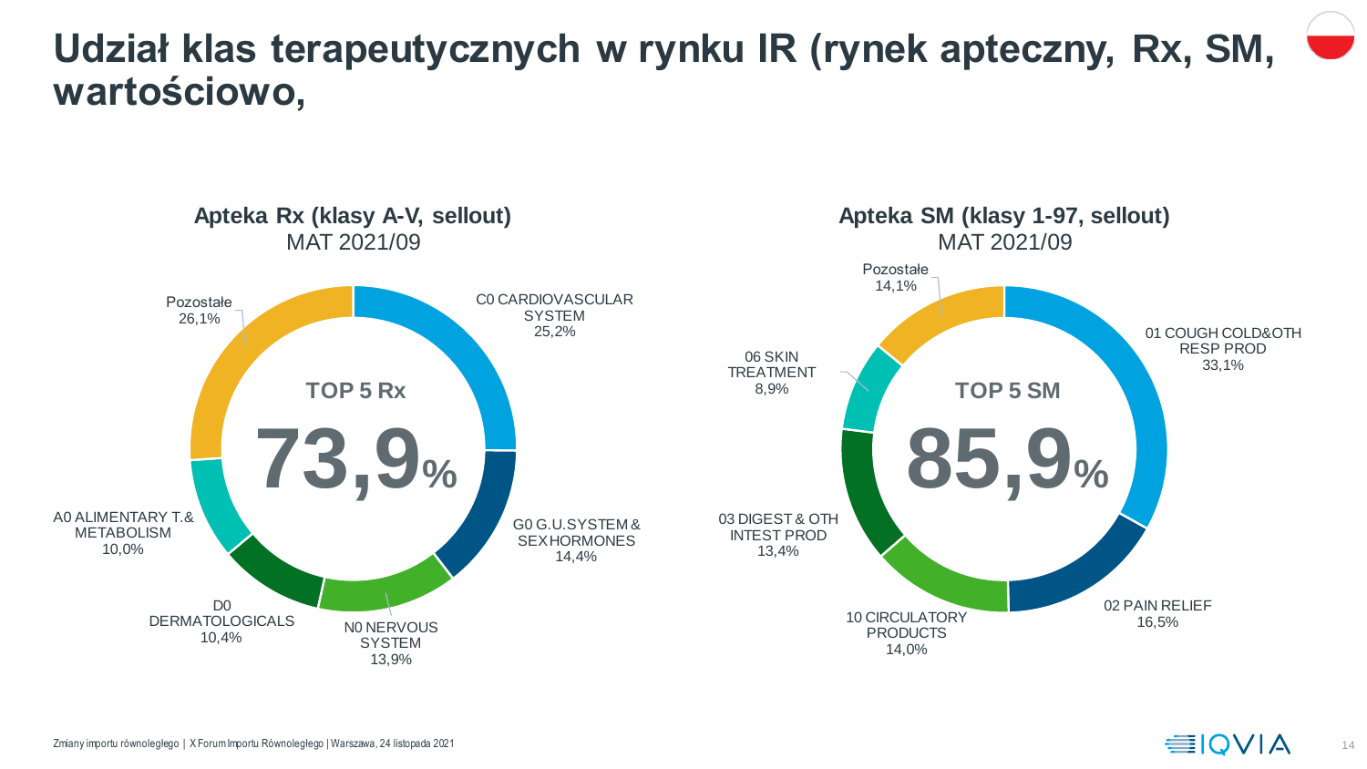# Udział klas terapeutycznych w rynku IR (rynek apteczny, Rx, SM, wartościowo,

## Apteka Rx (klasy A-V, sellout)

MAT 2021/09

**TOP 5 Rx**

**73,9%**

| Klasa | Udział |
|---|---|
| C0 CARDIOVASCULAR SYSTEM | 25,2% |
| G0 G.U.SYSTEM & SEX HORMONES | 14,4% |
| N0 NERVOUS SYSTEM | 13,9% |
| D0 DERMATOLOGICALS | 10,4% |
| A0 ALIMENTARY T.& METABOLISM | 10,0% |
| Pozostałe | 26,1% |

## Apteka SM (klasy 1-97, sellout)

MAT 2021/09

**TOP 5 SM**

**85,9%**

| Klasa | Udział |
|---|---|
| 01 COUGH COLD&OTH RESP PROD | 33,1% |
| 02 PAIN RELIEF | 16,5% |
| 10 CIRCULATORY PRODUCTS | 14,0% |
| 03 DIGEST & OTH INTEST PROD | 13,4% |
| 06 SKIN TREATMENT | 8,9% |
| Pozostałe | 14,1% |

Zmiany importu równoległego | X Forum Importu Równoległego | Warszawa, 24 listopada 2021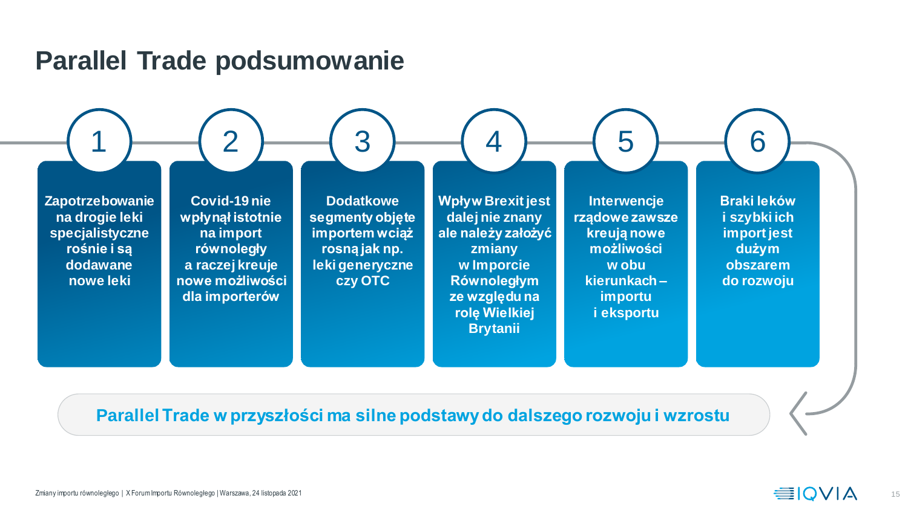# Parallel Trade podsumowanie

1. **Zapotrzebowanie na drogie leki specjalistyczne rośnie i są dodawane nowe leki**
2. **Covid-19 nie wpłynął istotnie na import równoległy a raczej kreuje nowe możliwości dla importerów**
3. **Dodatkowe segmenty objęte importem wciąż rosną jak np. leki generyczne czy OTC**
4. **Wpływ Brexit jest dalej nie znany ale należy założyć zmiany w Imporcie Równoległym ze względu na rolę Wielkiej Brytanii**
5. **Interwencje rządowe zawsze kreują nowe możliwości w obu kierunkach – importu i eksportu**
6. **Braki leków i szybki ich import jest dużym obszarem do rozwoju**

**Parallel Trade w przyszłości ma silne podstawy do dalszego rozwoju i wzrostu**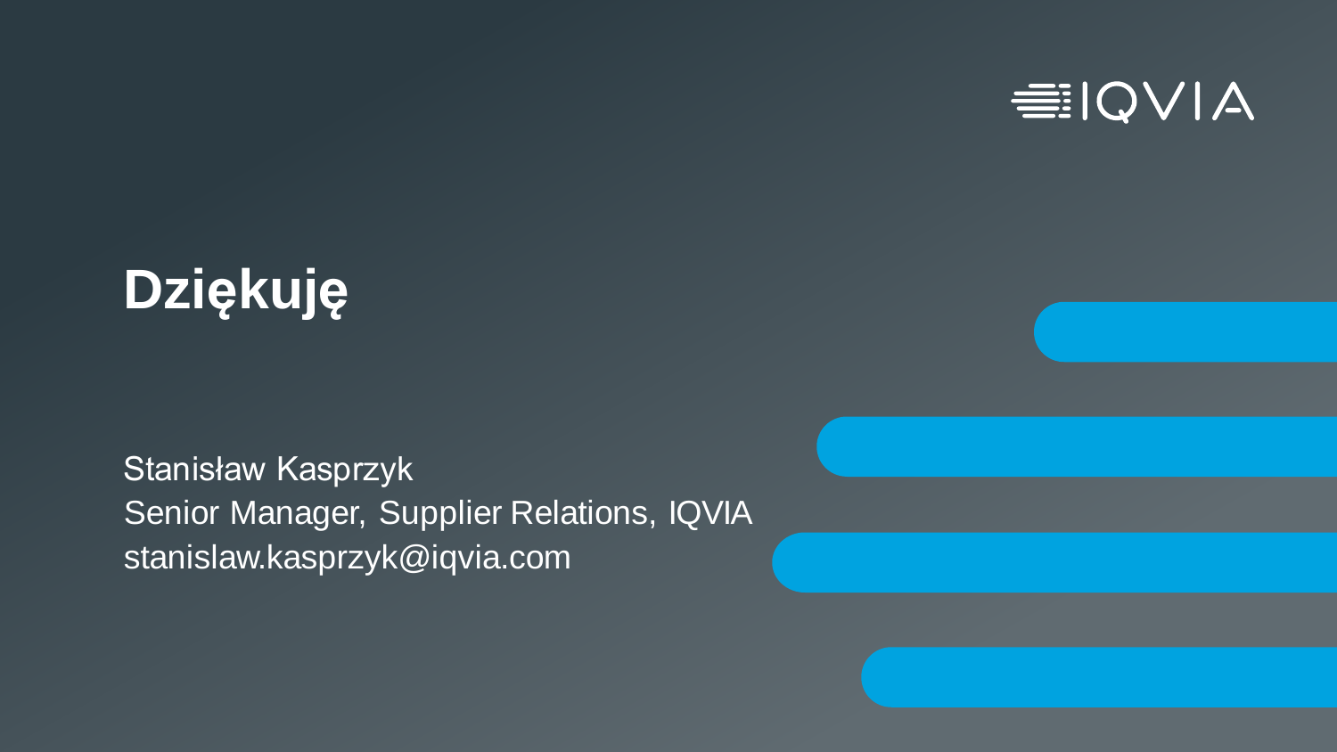# Dziękuję

Stanisław Kasprzyk
Senior Manager, Supplier Relations, IQVIA
stanislaw.kasprzyk@iqvia.com